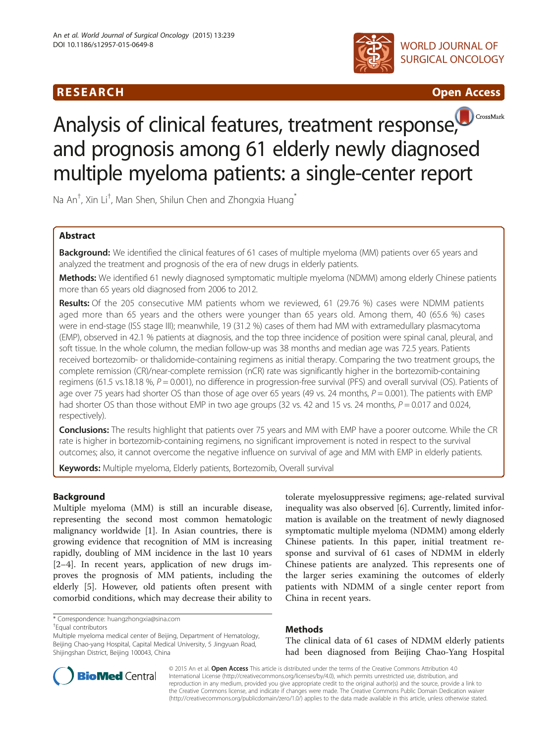RESEARCH

Open Access

# Analysis of clinical features, treatment response, and prognosis among 61 elderly newly diagnosed multiple myeloma patients: a single-center report

Na An[†], Xin Li[†], Man Shen, Shilun Chen and Zhongxia Huang[*]

## Abstract

**Background:** We identified the clinical features of 61 cases of multiple myeloma (MM) patients over 65 years and analyzed the treatment and prognosis of the era of new drugs in elderly patients.

**Methods:** We identified 61 newly diagnosed symptomatic multiple myeloma (NDMM) among elderly Chinese patients more than 65 years old diagnosed from 2006 to 2012.

**Results:** Of the 205 consecutive MM patients whom we reviewed, 61 (29.76 %) cases were NDMM patients aged more than 65 years and the others were younger than 65 years old. Among them, 40 (65.6 %) cases were in end-stage (ISS stage III); meanwhile, 19 (31.2 %) cases of them had MM with extramedullary plasmacytoma (EMP), observed in 42.1 % patients at diagnosis, and the top three incidence of position were spinal canal, pleural, and soft tissue. In the whole column, the median follow-up was 38 months and median age was 72.5 years. Patients received bortezomib- or thalidomide-containing regimens as initial therapy. Comparing the two treatment groups, the complete remission (CR)/near-complete remission (nCR) rate was significantly higher in the bortezomib-containing regimens (61.5 vs.18.18 %, $P = 0.001$), no difference in progression-free survival (PFS) and overall survival (OS). Patients of age over 75 years had shorter OS than those of age over 65 years (49 vs. 24 months, $P = 0.001$). The patients with EMP had shorter OS than those without EMP in two age groups (32 vs. 42 and 15 vs. 24 months, $P = 0.017$ and 0.024, respectively).

**Conclusions:** The results highlight that patients over 75 years and MM with EMP have a poorer outcome. While the CR rate is higher in bortezomib-containing regimens, no significant improvement is noted in respect to the survival outcomes; also, it cannot overcome the negative influence on survival of age and MM with EMP in elderly patients.

**Keywords:** Multiple myeloma, Elderly patients, Bortezomib, Overall survival

## Background

Multiple myeloma (MM) is still an incurable disease, representing the second most common hematologic malignancy worldwide [1]. In Asian countries, there is growing evidence that recognition of MM is increasing rapidly, doubling of MM incidence in the last 10 years [2–4]. In recent years, application of new drugs improves the prognosis of MM patients, including the elderly [5]. However, old patients often present with comorbid conditions, which may decrease their ability to tolerate myelosuppressive regimens; age-related survival inequality was also observed [6]. Currently, limited information is available on the treatment of newly diagnosed symptomatic multiple myeloma (NDMM) among elderly Chinese patients. In this paper, initial treatment response and survival of 61 cases of NDMM in elderly Chinese patients are analyzed. This represents one of the larger series examining the outcomes of elderly patients with NDMM of a single center report from China in recent years.

## Methods

The clinical data of 61 cases of NDMM elderly patients had been diagnosed from Beijing Chao-Yang Hospital

\* Correspondence: huangzhongxia@sina.com
[†]Equal contributors
Multiple myeloma medical center of Beijing, Department of Hematology, Beijing Chao-yang Hospital, Capital Medical University, 5 Jingyuan Road, Shijingshan District, Beijing 100043, China

© 2015 An et al. **Open Access** This article is distributed under the terms of the Creative Commons Attribution 4.0 International License (http://creativecommons.org/licenses/by/4.0), which permits unrestricted use, distribution, and reproduction in any medium, provided you give appropriate credit to the original author(s) and the source, provide a link to the Creative Commons license, and indicate if changes were made. The Creative Commons Public Domain Dedication waiver (http://creativecommons.org/publicdomain/zero/1.0/) applies to the data made available in this article, unless otherwise stated.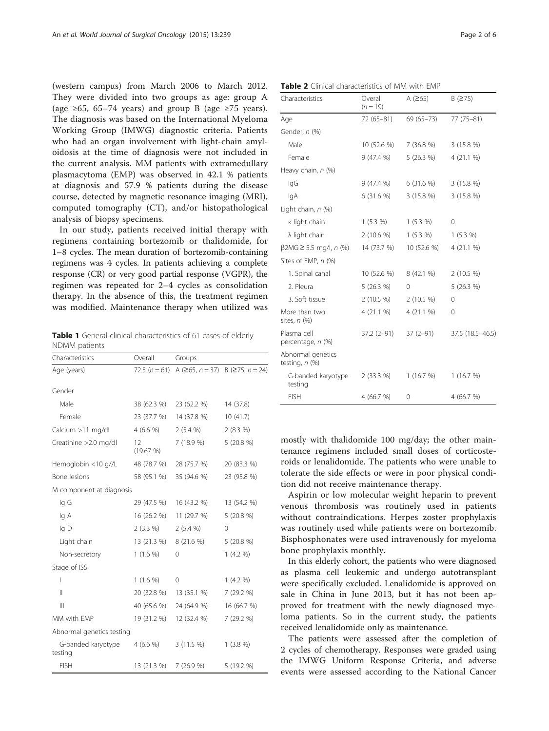(western campus) from March 2006 to March 2012. They were divided into two groups as age: group A (age ≥65, 65–74 years) and group B (age ≥75 years). The diagnosis was based on the International Myeloma Working Group (IMWG) diagnostic criteria. Patients who had an organ involvement with light-chain amyloidosis at the time of diagnosis were not included in the current analysis. MM patients with extramedullary plasmacytoma (EMP) was observed in 42.1 % patients at diagnosis and 57.9 % patients during the disease course, detected by magnetic resonance imaging (MRI), computed tomography (CT), and/or histopathological analysis of biopsy specimens.

In our study, patients received initial therapy with regimens containing bortezomib or thalidomide, for 1–8 cycles. The mean duration of bortezomib-containing regimens was 4 cycles. In patients achieving a complete response (CR) or very good partial response (VGPR), the regimen was repeated for 2–4 cycles as consolidation therapy. In the absence of this, the treatment regimen was modified. Maintenance therapy when utilized was mostly with thalidomide 100 mg/day; the other maintenance regimens included small doses of corticosteroids or lenalidomide. The patients who were unable to tolerate the side effects or were in poor physical condition did not receive maintenance therapy.

**Table 1** General clinical characteristics of 61 cases of elderly NDMM patients

| Characteristics | Overall | Groups | |
|---|---|---|---|
| Age (years) | 72.5 (*n* = 61) | A (≥65, *n* = 37) | B (≥75, *n* = 24) |
| Gender | | | |
| Male | 38 (62.3 %) | 23 (62.2 %) | 14 (37.8) |
| Female | 23 (37.7 %) | 14 (37.8 %) | 10 (41.7) |
| Calcium >11 mg/dl | 4 (6.6 %) | 2 (5.4 %) | 2 (8.3 %) |
| Creatinine >2.0 mg/dl | 12 (19.67 %) | 7 (18.9 %) | 5 (20.8 %) |
| Hemoglobin <10 g//L | 48 (78.7 %) | 28 (75.7 %) | 20 (83.3 %) |
| Bone lesions | 58 (95.1 %) | 35 (94.6 %) | 23 (95.8 %) |
| M component at diagnosis | | | |
| Ig G | 29 (47.5 %) | 16 (43.2 %) | 13 (54.2 %) |
| Ig A | 16 (26.2 %) | 11 (29.7 %) | 5 (20.8 %) |
| Ig D | 2 (3.3 %) | 2 (5.4 %) | 0 |
| Light chain | 13 (21.3 %) | 8 (21.6 %) | 5 (20.8 %) |
| Non-secretory | 1 (1.6 %) | 0 | 1 (4.2 %) |
| Stage of ISS | | | |
| I | 1 (1.6 %) | 0 | 1 (4.2 %) |
| II | 20 (32.8 %) | 13 (35.1 %) | 7 (29.2 %) |
| III | 40 (65.6 %) | 24 (64.9 %) | 16 (66.7 %) |
| MM with EMP | 19 (31.2 %) | 12 (32.4 %) | 7 (29.2 %) |
| Abnormal genetics testing | | | |
| G-banded karyotype testing | 4 (6.6 %) | 3 (11.5 %) | 1 (3.8 %) |
| FISH | 13 (21.3 %) | 7 (26.9 %) | 5 (19.2 %) |

**Table 2** Clinical characteristics of MM with EMP

| Characteristics | Overall (*n* = 19) | A (≥65) | B (≥75) |
|---|---|---|---|
| Age | 72 (65–81) | 69 (65–73) | 77 (75–81) |
| Gender, *n* (%) | | | |
| Male | 10 (52.6 %) | 7 (36.8 %) | 3 (15.8 %) |
| Female | 9 (47.4 %) | 5 (26.3 %) | 4 (21.1 %) |
| Heavy chain, *n* (%) | | | |
| IgG | 9 (47.4 %) | 6 (31.6 %) | 3 (15.8 %) |
| IgA | 6 (31.6 %) | 3 (15.8 %) | 3 (15.8 %) |
| Light chain, *n* (%) | | | |
| κ light chain | 1 (5.3 %) | 1 (5.3 %) | 0 |
| λ light chain | 2 (10.6 %) | 1 (5.3 %) | 1 (5.3 %) |
| β2MG ≥ 5.5 mg/l, *n* (%) | 14 (73.7 %) | 10 (52.6 %) | 4 (21.1 %) |
| Sites of EMP, *n* (%) | | | |
| 1. Spinal canal | 10 (52.6 %) | 8 (42.1 %) | 2 (10.5 %) |
| 2. Pleura | 5 (26.3 %) | 0 | 5 (26.3 %) |
| 3. Soft tissue | 2 (10.5 %) | 2 (10.5 %) | 0 |
| More than two sites, *n* (%) | 4 (21.1 %) | 4 (21.1 %) | 0 |
| Plasma cell percentage, *n* (%) | 37.2 (2–91) | 37 (2–91) | 37.5 (18.5–46.5) |
| Abnormal genetics testing, *n* (%) | | | |
| G-banded karyotype testing | 2 (33.3 %) | 1 (16.7 %) | 1 (16.7 %) |
| FISH | 4 (66.7 %) | 0 | 4 (66.7 %) |

Aspirin or low molecular weight heparin to prevent venous thrombosis was routinely used in patients without contraindications. Herpes zoster prophylaxis was routinely used while patients were on bortezomib. Bisphosphonates were used intravenously for myeloma bone prophylaxis monthly.

In this elderly cohort, the patients who were diagnosed as plasma cell leukemic and undergo autotransplant were specifically excluded. Lenalidomide is approved on sale in China in June 2013, but it has not been approved for treatment with the newly diagnosed myeloma patients. So in the current study, the patients received lenalidomide only as maintenance.

The patients were assessed after the completion of 2 cycles of chemotherapy. Responses were graded using the IMWG Uniform Response Criteria, and adverse events were assessed according to the National Cancer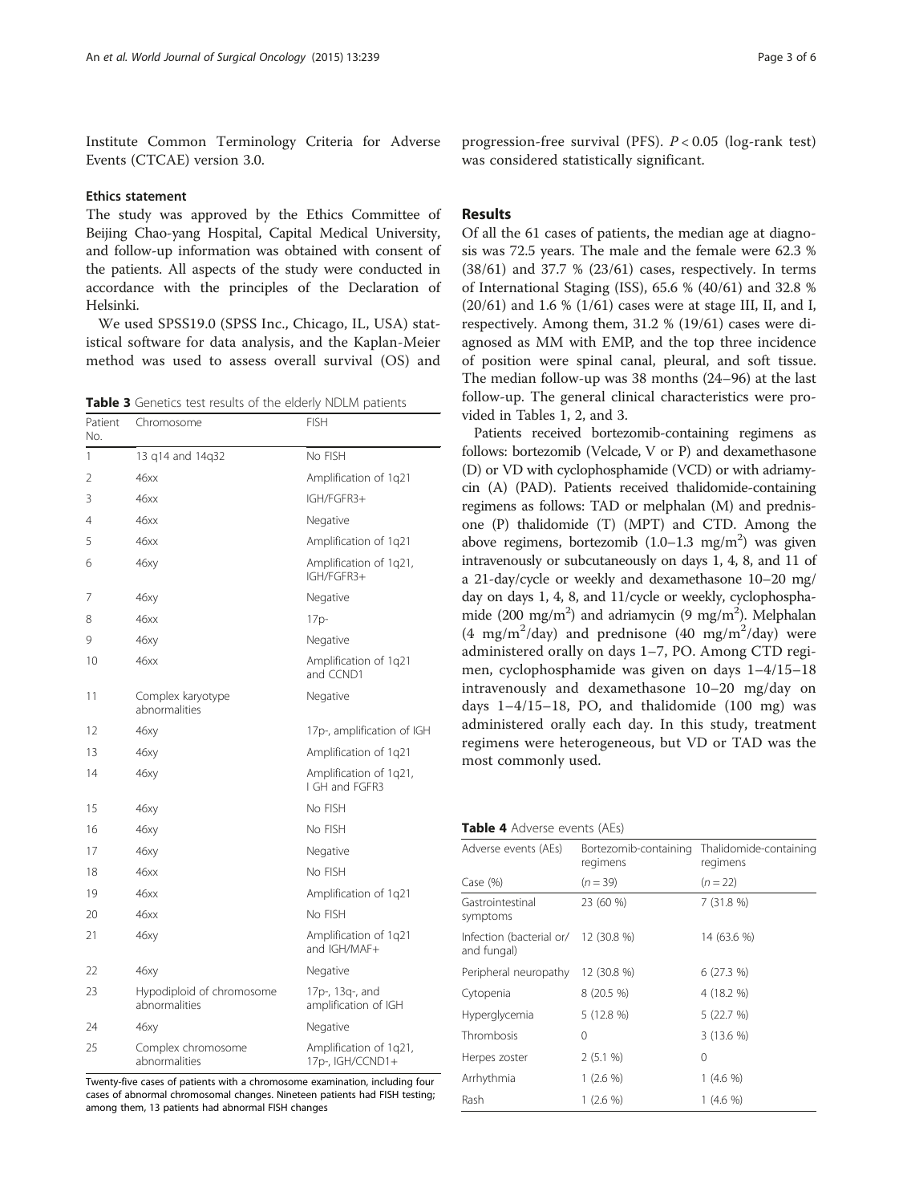Institute Common Terminology Criteria for Adverse Events (CTCAE) version 3.0.

### Ethics statement

The study was approved by the Ethics Committee of Beijing Chao-yang Hospital, Capital Medical University, and follow-up information was obtained with consent of the patients. All aspects of the study were conducted in accordance with the principles of the Declaration of Helsinki.

We used SPSS19.0 (SPSS Inc., Chicago, IL, USA) statistical software for data analysis, and the Kaplan-Meier method was used to assess overall survival (OS) and progression-free survival (PFS). $P < 0.05$ (log-rank test) was considered statistically significant.

**Table 3** Genetics test results of the elderly NDLM patients

| Patient No. | Chromosome | FISH |
|---|---|---|
| 1 | 13 q14 and 14q32 | No FISH |
| 2 | 46xx | Amplification of 1q21 |
| 3 | 46xx | IGH/FGFR3+ |
| 4 | 46xx | Negative |
| 5 | 46xx | Amplification of 1q21 |
| 6 | 46xy | Amplification of 1q21, IGH/FGFR3+ |
| 7 | 46xy | Negative |
| 8 | 46xx | 17p- |
| 9 | 46xy | Negative |
| 10 | 46xx | Amplification of 1q21 and CCND1 |
| 11 | Complex karyotype abnormalities | Negative |
| 12 | 46xy | 17p-, amplification of IGH |
| 13 | 46xy | Amplification of 1q21 |
| 14 | 46xy | Amplification of 1q21, I GH and FGFR3 |
| 15 | 46xy | No FISH |
| 16 | 46xy | No FISH |
| 17 | 46xy | Negative |
| 18 | 46xx | No FISH |
| 19 | 46xx | Amplification of 1q21 |
| 20 | 46xx | No FISH |
| 21 | 46xy | Amplification of 1q21 and IGH/MAF+ |
| 22 | 46xy | Negative |
| 23 | Hypodiploid of chromosome abnormalities | 17p-, 13q-, and amplification of IGH |
| 24 | 46xy | Negative |
| 25 | Complex chromosome abnormalities | Amplification of 1q21, 17p-, IGH/CCND1+ |

Twenty-five cases of patients with a chromosome examination, including four cases of abnormal chromosomal changes. Nineteen patients had FISH testing; among them, 13 patients had abnormal FISH changes

## Results

Of all the 61 cases of patients, the median age at diagnosis was 72.5 years. The male and the female were 62.3 % (38/61) and 37.7 % (23/61) cases, respectively. In terms of International Staging (ISS), 65.6 % (40/61) and 32.8 % (20/61) and 1.6 % (1/61) cases were at stage III, II, and I, respectively. Among them, 31.2 % (19/61) cases were diagnosed as MM with EMP, and the top three incidence of position were spinal canal, pleural, and soft tissue. The median follow-up was 38 months (24–96) at the last follow-up. The general clinical characteristics were provided in Tables 1, 2, and 3.

Patients received bortezomib-containing regimens as follows: bortezomib (Velcade, V or P) and dexamethasone (D) or VD with cyclophosphamide (VCD) or with adriamycin (A) (PAD). Patients received thalidomide-containing regimens as follows: TAD or melphalan (M) and prednisone (P) thalidomide (T) (MPT) and CTD. Among the above regimens, bortezomib (1.0–1.3 mg/m$^2$) was given intravenously or subcutaneously on days 1, 4, 8, and 11 of a 21-day/cycle or weekly and dexamethasone 10–20 mg/day on days 1, 4, 8, and 11/cycle or weekly, cyclophosphamide (200 mg/m$^2$) and adriamycin (9 mg/m$^2$). Melphalan (4 mg/m$^2$/day) and prednisone (40 mg/m$^2$/day) were administered orally on days 1–7, PO. Among CTD regimen, cyclophosphamide was given on days 1–4/15–18 intravenously and dexamethasone 10–20 mg/day on days 1–4/15–18, PO, and thalidomide (100 mg) was administered orally each day. In this study, treatment regimens were heterogeneous, but VD or TAD was the most commonly used.

**Table 4** Adverse events (AEs)

| Adverse events (AEs) | Bortezomib-containing regimens | Thalidomide-containing regimens |
|---|---|---|
| Case (%) | ($n = 39$) | ($n = 22$) |
| Gastrointestinal symptoms | 23 (60 %) | 7 (31.8 %) |
| Infection (bacterial or/ and fungal) | 12 (30.8 %) | 14 (63.6 %) |
| Peripheral neuropathy | 12 (30.8 %) | 6 (27.3 %) |
| Cytopenia | 8 (20.5 %) | 4 (18.2 %) |
| Hyperglycemia | 5 (12.8 %) | 5 (22.7 %) |
| Thrombosis | 0 | 3 (13.6 %) |
| Herpes zoster | 2 (5.1 %) | 0 |
| Arrhythmia | 1 (2.6 %) | 1 (4.6 %) |
| Rash | 1 (2.6 %) | 1 (4.6 %) |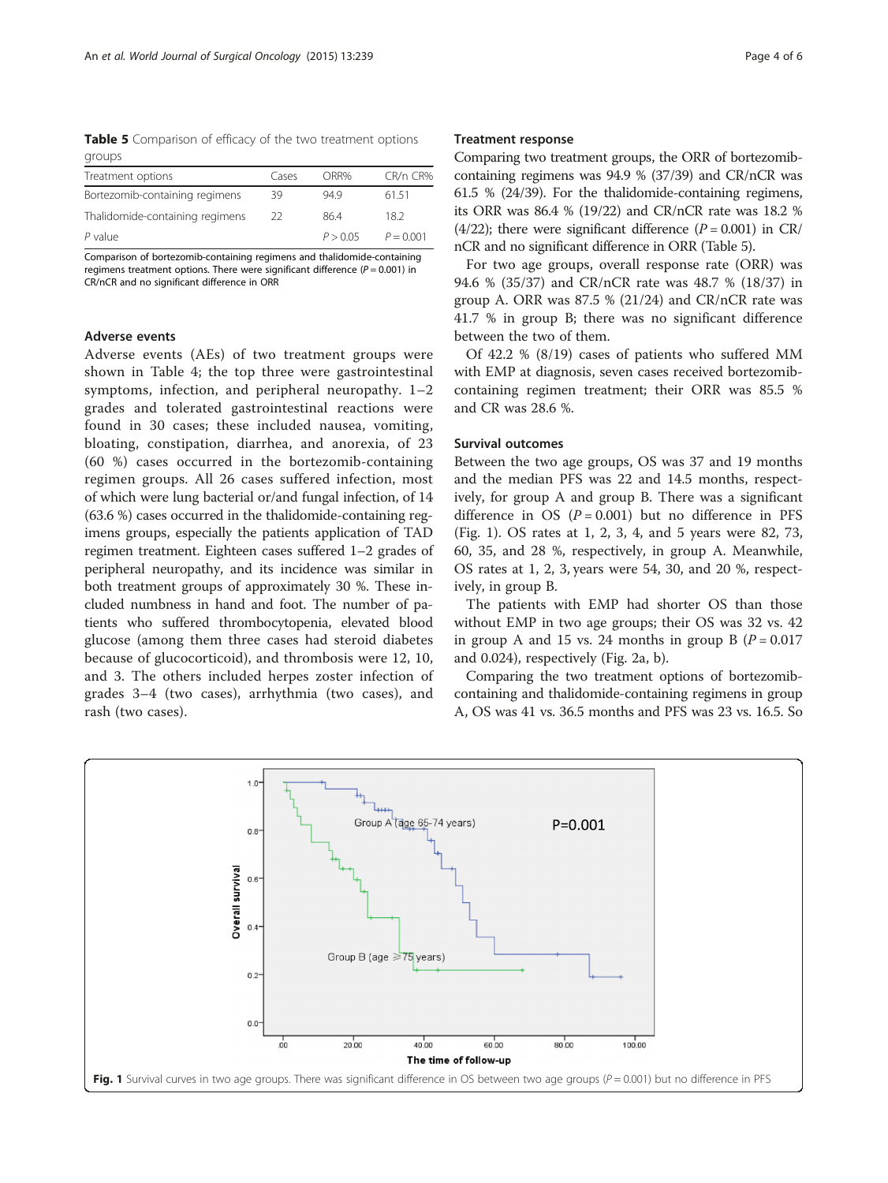**Table 5** Comparison of efficacy of the two treatment options groups

| Treatment options | Cases | ORR% | CR/n CR% |
| --- | --- | --- | --- |
| Bortezomib-containing regimens | 39 | 94.9 | 61.51 |
| Thalidomide-containing regimens | 22 | 86.4 | 18.2 |
| *P* value | | $P > 0.05$ | $P = 0.001$ |

Comparison of bortezomib-containing regimens and thalidomide-containing regimens treatment options. There were significant difference ($P = 0.001$) in CR/nCR and no significant difference in ORR

### Adverse events

Adverse events (AEs) of two treatment groups were shown in Table 4; the top three were gastrointestinal symptoms, infection, and peripheral neuropathy. 1–2 grades and tolerated gastrointestinal reactions were found in 30 cases; these included nausea, vomiting, bloating, constipation, diarrhea, and anorexia, of 23 (60 %) cases occurred in the bortezomib-containing regimen groups. All 26 cases suffered infection, most of which were lung bacterial or/and fungal infection, of 14 (63.6 %) cases occurred in the thalidomide-containing regimens groups, especially the patients application of TAD regimen treatment. Eighteen cases suffered 1–2 grades of peripheral neuropathy, and its incidence was similar in both treatment groups of approximately 30 %. These included numbness in hand and foot. The number of patients who suffered thrombocytopenia, elevated blood glucose (among them three cases had steroid diabetes because of glucocorticoid), and thrombosis were 12, 10, and 3. The others included herpes zoster infection of grades 3–4 (two cases), arrhythmia (two cases), and rash (two cases).

### Treatment response

Comparing two treatment groups, the ORR of bortezomib-containing regimens was 94.9 % (37/39) and CR/nCR was 61.5 % (24/39). For the thalidomide-containing regimens, its ORR was 86.4 % (19/22) and CR/nCR rate was 18.2 % (4/22); there were significant difference ($P = 0.001$) in CR/nCR and no significant difference in ORR (Table 5).

For two age groups, overall response rate (ORR) was 94.6 % (35/37) and CR/nCR rate was 48.7 % (18/37) in group A. ORR was 87.5 % (21/24) and CR/nCR rate was 41.7 % in group B; there was no significant difference between the two of them.

Of 42.2 % (8/19) cases of patients who suffered MM with EMP at diagnosis, seven cases received bortezomib-containing regimen treatment; their ORR was 85.5 % and CR was 28.6 %.

### Survival outcomes

Between the two age groups, OS was 37 and 19 months and the median PFS was 22 and 14.5 months, respectively, for group A and group B. There was a significant difference in OS ($P = 0.001$) but no difference in PFS (Fig. 1). OS rates at 1, 2, 3, 4, and 5 years were 82, 73, 60, 35, and 28 %, respectively, in group A. Meanwhile, OS rates at 1, 2, 3, years were 54, 30, and 20 %, respectively, in group B.

The patients with EMP had shorter OS than those without EMP in two age groups; their OS was 32 vs. 42 in group A and 15 vs. 24 months in group B ($P = 0.017$ and 0.024), respectively (Fig. 2a, b).

Comparing the two treatment options of bortezomib-containing and thalidomide-containing regimens in group A, OS was 41 vs. 36.5 months and PFS was 23 vs. 16.5. So

**Fig. 1** Survival curves in two age groups. There was significant difference in OS between two age groups ($P = 0.001$) but no difference in PFS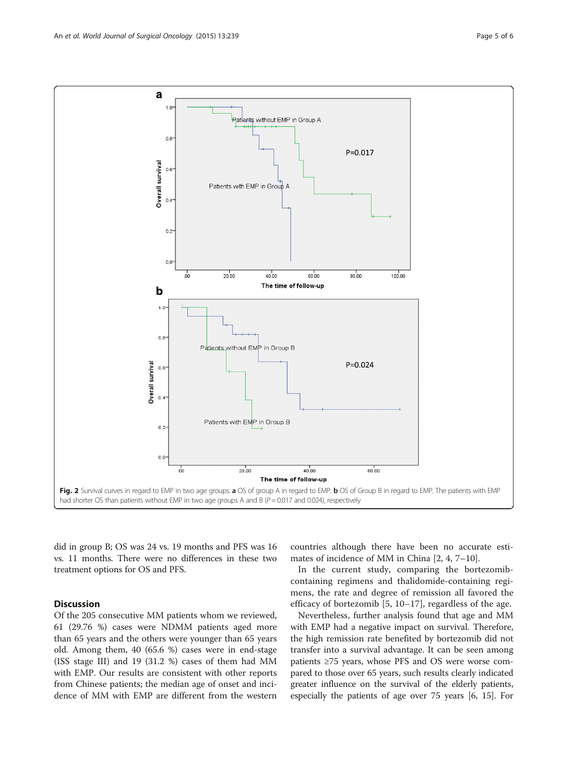**Fig. 2** Survival curves in regard to EMP in two age groups. **a** OS of group A in regard to EMP. **b** OS of Group B in regard to EMP. The patients with EMP had shorter OS than patients without EMP in two age groups A and B ($P = 0.017$ and 0.024), respectively

did in group B; OS was 24 vs. 19 months and PFS was 16 vs. 11 months. There were no differences in these two treatment options for OS and PFS.

## Discussion

Of the 205 consecutive MM patients whom we reviewed, 61 (29.76 %) cases were NDMM patients aged more than 65 years and the others were younger than 65 years old. Among them, 40 (65.6 %) cases were in end-stage (ISS stage III) and 19 (31.2 %) cases of them had MM with EMP. Our results are consistent with other reports from Chinese patients; the median age of onset and incidence of MM with EMP are different from the western countries although there have been no accurate estimates of incidence of MM in China [2, 4, 7–10].

In the current study, comparing the bortezomib-containing regimens and thalidomide-containing regimens, the rate and degree of remission all favored the efficacy of bortezomib [5, 10–17], regardless of the age.

Nevertheless, further analysis found that age and MM with EMP had a negative impact on survival. Therefore, the high remission rate benefited by bortezomib did not transfer into a survival advantage. It can be seen among patients ≥75 years, whose PFS and OS were worse compared to those over 65 years, such results clearly indicated greater influence on the survival of the elderly patients, especially the patients of age over 75 years [6, 15]. For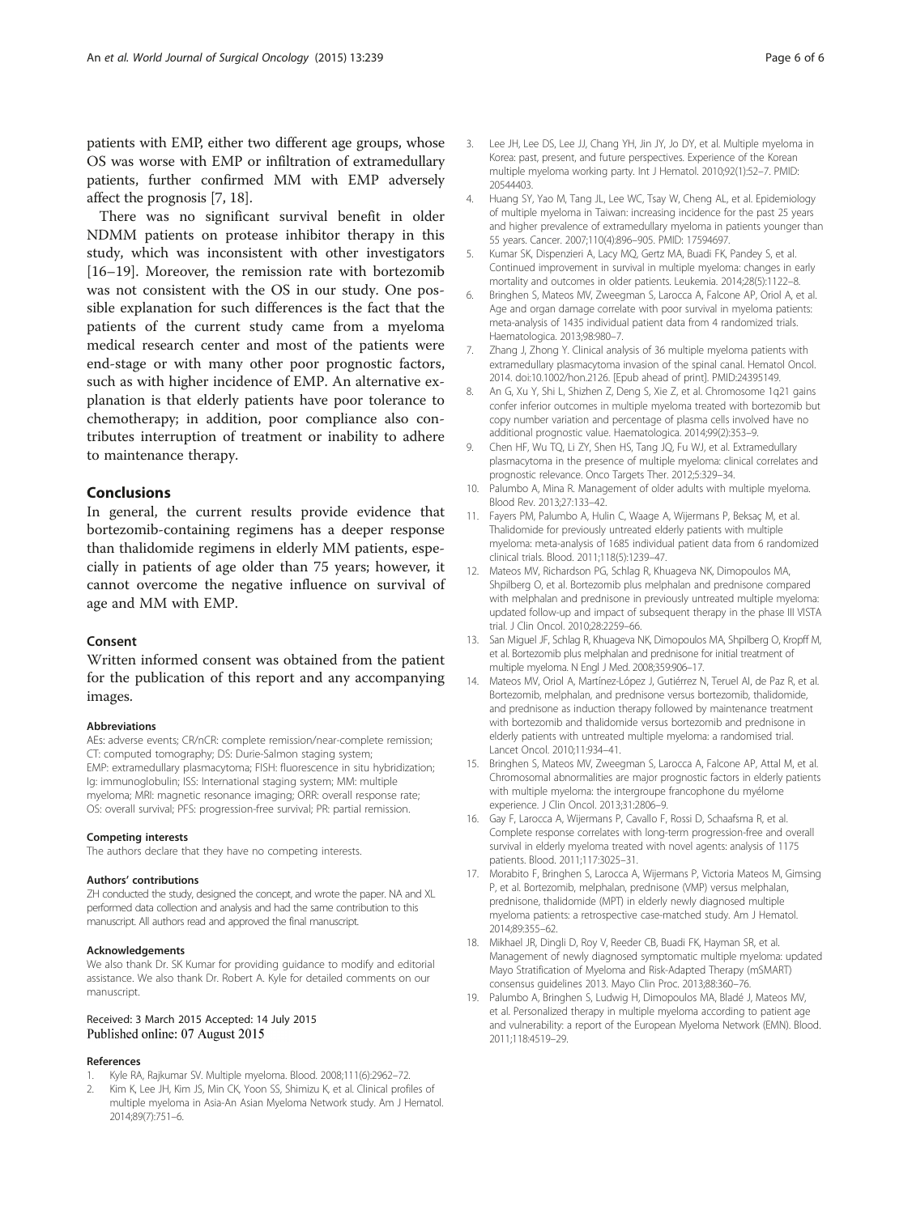patients with EMP, either two different age groups, whose OS was worse with EMP or infiltration of extramedullary patients, further confirmed MM with EMP adversely affect the prognosis [7, 18].

There was no significant survival benefit in older NDMM patients on protease inhibitor therapy in this study, which was inconsistent with other investigators [16–19]. Moreover, the remission rate with bortezomib was not consistent with the OS in our study. One possible explanation for such differences is the fact that the patients of the current study came from a myeloma medical research center and most of the patients were end-stage or with many other poor prognostic factors, such as with higher incidence of EMP. An alternative explanation is that elderly patients have poor tolerance to chemotherapy; in addition, poor compliance also contributes interruption of treatment or inability to adhere to maintenance therapy.

## Conclusions

In general, the current results provide evidence that bortezomib-containing regimens has a deeper response than thalidomide regimens in elderly MM patients, especially in patients of age older than 75 years; however, it cannot overcome the negative influence on survival of age and MM with EMP.

## Consent

Written informed consent was obtained from the patient for the publication of this report and any accompanying images.

#### Abbreviations

AEs: adverse events; CR/nCR: complete remission/near-complete remission; CT: computed tomography; DS: Durie-Salmon staging system; EMP: extramedullary plasmacytoma; FISH: fluorescence in situ hybridization; Ig: immunoglobulin; ISS: International staging system; MM: multiple myeloma; MRI: magnetic resonance imaging; ORR: overall response rate; OS: overall survival; PFS: progression-free survival; PR: partial remission.

#### Competing interests

The authors declare that they have no competing interests.

#### Authors' contributions

ZH conducted the study, designed the concept, and wrote the paper. NA and XL performed data collection and analysis and had the same contribution to this manuscript. All authors read and approved the final manuscript.

#### Acknowledgements

We also thank Dr. SK Kumar for providing guidance to modify and editorial assistance. We also thank Dr. Robert A. Kyle for detailed comments on our manuscript.

Received: 3 March 2015 Accepted: 14 July 2015
Published online: 07 August 2015

#### References

1. Kyle RA, Rajkumar SV. Multiple myeloma. Blood. 2008;111(6):2962–72.
2. Kim K, Lee JH, Kim JS, Min CK, Yoon SS, Shimizu K, et al. Clinical profiles of multiple myeloma in Asia-An Asian Myeloma Network study. Am J Hematol. 2014;89(7):751–6.
3. Lee JH, Lee DS, Lee JJ, Chang YH, Jin JY, Jo DY, et al. Multiple myeloma in Korea: past, present, and future perspectives. Experience of the Korean multiple myeloma working party. Int J Hematol. 2010;92(1):52–7. PMID: 20544403.
4. Huang SY, Yao M, Tang JL, Lee WC, Tsay W, Cheng AL, et al. Epidemiology of multiple myeloma in Taiwan: increasing incidence for the past 25 years and higher prevalence of extramedullary myeloma in patients younger than 55 years. Cancer. 2007;110(4):896–905. PMID: 17594697.
5. Kumar SK, Dispenzieri A, Lacy MQ, Gertz MA, Buadi FK, Pandey S, et al. Continued improvement in survival in multiple myeloma: changes in early mortality and outcomes in older patients. Leukemia. 2014;28(5):1122–8.
6. Bringhen S, Mateos MV, Zweegman S, Larocca A, Falcone AP, Oriol A, et al. Age and organ damage correlate with poor survival in myeloma patients: meta-analysis of 1435 individual patient data from 4 randomized trials. Haematologica. 2013;98:980–7.
7. Zhang J, Zhong Y. Clinical analysis of 36 multiple myeloma patients with extramedullary plasmacytoma invasion of the spinal canal. Hematol Oncol. 2014. doi:10.1002/hon.2126. [Epub ahead of print]. PMID:24395149.
8. An G, Xu Y, Shi L, Shizhen Z, Deng S, Xie Z, et al. Chromosome 1q21 gains confer inferior outcomes in multiple myeloma treated with bortezomib but copy number variation and percentage of plasma cells involved have no additional prognostic value. Haematologica. 2014;99(2):353–9.
9. Chen HF, Wu TQ, Li ZY, Shen HS, Tang JQ, Fu WJ, et al. Extramedullary plasmacytoma in the presence of multiple myeloma: clinical correlates and prognostic relevance. Onco Targets Ther. 2012;5:329–34.
10. Palumbo A, Mina R. Management of older adults with multiple myeloma. Blood Rev. 2013;27:133–42.
11. Fayers PM, Palumbo A, Hulin C, Waage A, Wijermans P, Beksaç M, et al. Thalidomide for previously untreated elderly patients with multiple myeloma: meta-analysis of 1685 individual patient data from 6 randomized clinical trials. Blood. 2011;118(5):1239–47.
12. Mateos MV, Richardson PG, Schlag R, Khuageva NK, Dimopoulos MA, Shpilberg O, et al. Bortezomib plus melphalan and prednisone compared with melphalan and prednisone in previously untreated multiple myeloma: updated follow-up and impact of subsequent therapy in the phase III VISTA trial. J Clin Oncol. 2010;28:2259–66.
13. San Miguel JF, Schlag R, Khuageva NK, Dimopoulos MA, Shpilberg O, Kropff M, et al. Bortezomib plus melphalan and prednisone for initial treatment of multiple myeloma. N Engl J Med. 2008;359:906–17.
14. Mateos MV, Oriol A, Martínez-López J, Gutiérrez N, Teruel AI, de Paz R, et al. Bortezomib, melphalan, and prednisone versus bortezomib, thalidomide, and prednisone as induction therapy followed by maintenance treatment with bortezomib and thalidomide versus bortezomib and prednisone in elderly patients with untreated multiple myeloma: a randomised trial. Lancet Oncol. 2010;11:934–41.
15. Bringhen S, Mateos MV, Zweegman S, Larocca A, Falcone AP, Attal M, et al. Chromosomal abnormalities are major prognostic factors in elderly patients with multiple myeloma: the intergroupe francophone du myélome experience. J Clin Oncol. 2013;31:2806–9.
16. Gay F, Larocca A, Wijermans P, Cavallo F, Rossi D, Schaafsma R, et al. Complete response correlates with long-term progression-free and overall survival in elderly myeloma treated with novel agents: analysis of 1175 patients. Blood. 2011;117:3025–31.
17. Morabito F, Bringhen S, Larocca A, Wijermans P, Victoria Mateos M, Gimsing P, et al. Bortezomib, melphalan, prednisone (VMP) versus melphalan, prednisone, thalidomide (MPT) in elderly newly diagnosed multiple myeloma patients: a retrospective case-matched study. Am J Hematol. 2014;89:355–62.
18. Mikhael JR, Dingli D, Roy V, Reeder CB, Buadi FK, Hayman SR, et al. Management of newly diagnosed symptomatic multiple myeloma: updated Mayo Stratification of Myeloma and Risk-Adapted Therapy (mSMART) consensus guidelines 2013. Mayo Clin Proc. 2013;88:360–76.
19. Palumbo A, Bringhen S, Ludwig H, Dimopoulos MA, Bladé J, Mateos MV, et al. Personalized therapy in multiple myeloma according to patient age and vulnerability: a report of the European Myeloma Network (EMN). Blood. 2011;118:4519–29.